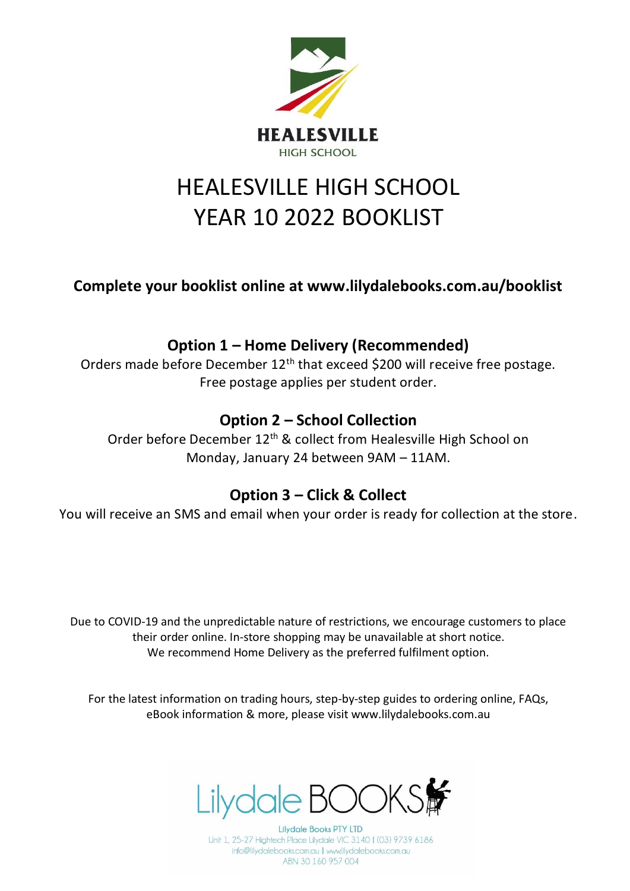HEALESVILLE
HIGH SCHOOL

# HEALESVILLE HIGH SCHOOL
# YEAR 10 2022 BOOKLIST

**Complete your booklist online at www.lilydalebooks.com.au/booklist**

## Option 1 – Home Delivery (Recommended)

Orders made before December 12th that exceed $200 will receive free postage.
Free postage applies per student order.

## Option 2 – School Collection

Order before December 12th & collect from Healesville High School on
Monday, January 24 between 9AM – 11AM.

## Option 3 – Click & Collect

You will receive an SMS and email when your order is ready for collection at the store.

Due to COVID-19 and the unpredictable nature of restrictions, we encourage customers to place their order online. In-store shopping may be unavailable at short notice.
We recommend Home Delivery as the preferred fulfilment option.

For the latest information on trading hours, step-by-step guides to ordering online, FAQs, eBook information & more, please visit www.lilydalebooks.com.au

Lilydale BOOKS

Lilydale Books PTY LTD
Unit 1, 25-27 Hightech Place Lilydale VIC 3140 | (03) 9739 6186
info@lilydalebooks.com.au | www.lilydalebooks.com.au
ABN 30 160 957 004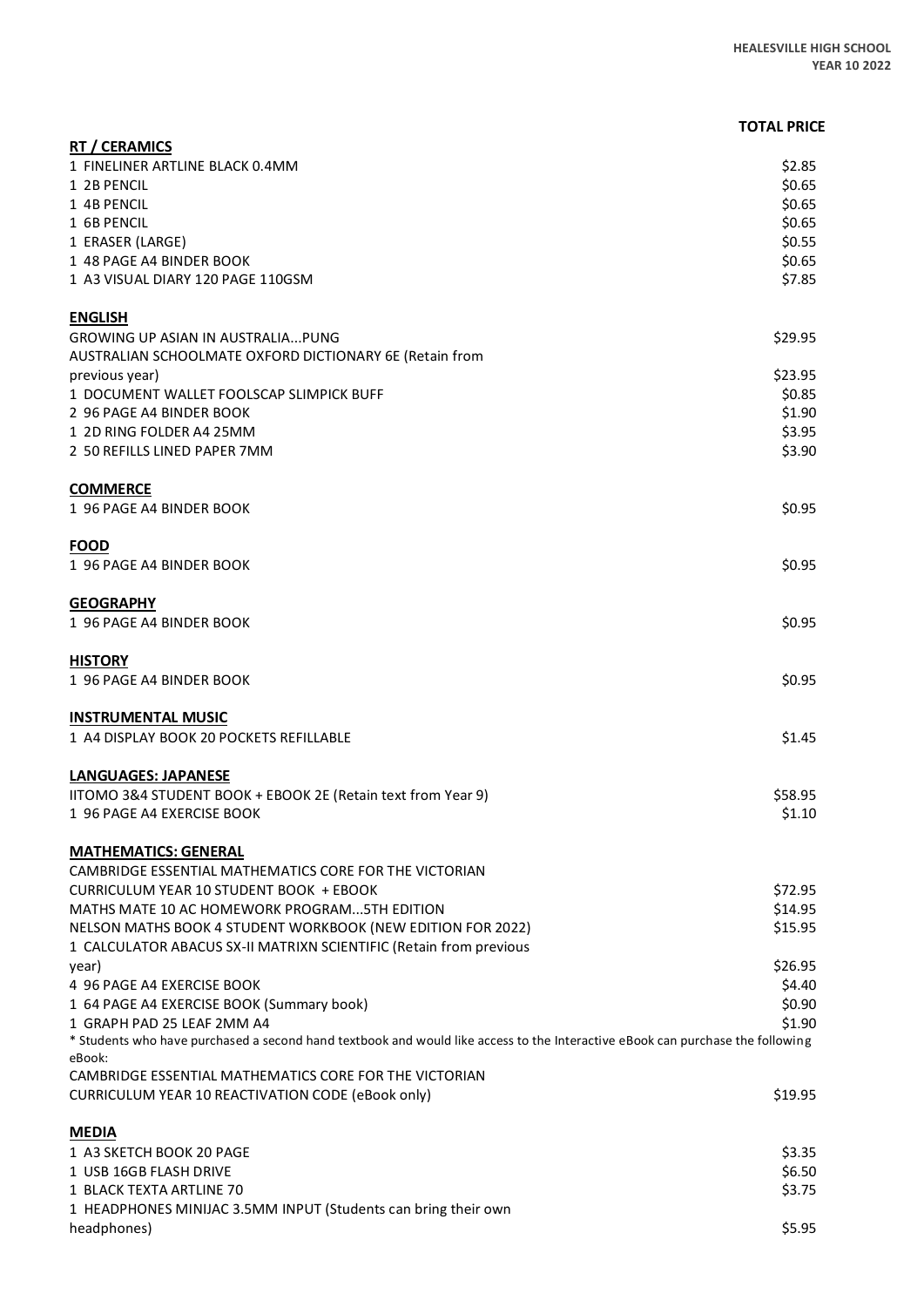| | TOTAL PRICE |
|---|---|
| **RT / CERAMICS** | |
| 1 FINELINER ARTLINE BLACK 0.4MM | $2.85 |
| 1 2B PENCIL | $0.65 |
| 1 4B PENCIL | $0.65 |
| 1 6B PENCIL | $0.65 |
| 1 ERASER (LARGE) | $0.55 |
| 1 48 PAGE A4 BINDER BOOK | $0.65 |
| 1 A3 VISUAL DIARY 120 PAGE 110GSM | $7.85 |
| **ENGLISH** | |
| GROWING UP ASIAN IN AUSTRALIA...PUNG | $29.95 |
| AUSTRALIAN SCHOOLMATE OXFORD DICTIONARY 6E (Retain from previous year) | $23.95 |
| 1 DOCUMENT WALLET FOOLSCAP SLIMPICK BUFF | $0.85 |
| 2 96 PAGE A4 BINDER BOOK | $1.90 |
| 1 2D RING FOLDER A4 25MM | $3.95 |
| 2 50 REFILLS LINED PAPER 7MM | $3.90 |
| **COMMERCE** | |
| 1 96 PAGE A4 BINDER BOOK | $0.95 |
| **FOOD** | |
| 1 96 PAGE A4 BINDER BOOK | $0.95 |
| **GEOGRAPHY** | |
| 1 96 PAGE A4 BINDER BOOK | $0.95 |
| **HISTORY** | |
| 1 96 PAGE A4 BINDER BOOK | $0.95 |
| **INSTRUMENTAL MUSIC** | |
| 1 A4 DISPLAY BOOK 20 POCKETS REFILLABLE | $1.45 |
| **LANGUAGES: JAPANESE** | |
| IITOMO 3&4 STUDENT BOOK + EBOOK 2E (Retain text from Year 9) | $58.95 |
| 1 96 PAGE A4 EXERCISE BOOK | $1.10 |
| **MATHEMATICS: GENERAL** | |
| CAMBRIDGE ESSENTIAL MATHEMATICS CORE FOR THE VICTORIAN CURRICULUM YEAR 10 STUDENT BOOK + EBOOK | $72.95 |
| MATHS MATE 10 AC HOMEWORK PROGRAM...5TH EDITION | $14.95 |
| NELSON MATHS BOOK 4 STUDENT WORKBOOK (NEW EDITION FOR 2022) | $15.95 |
| 1 CALCULATOR ABACUS SX-II MATRIXN SCIENTIFIC (Retain from previous year) | $26.95 |
| 4 96 PAGE A4 EXERCISE BOOK | $4.40 |
| 1 64 PAGE A4 EXERCISE BOOK (Summary book) | $0.90 |
| 1 GRAPH PAD 25 LEAF 2MM A4 | $1.90 |
| * Students who have purchased a second hand textbook and would like access to the Interactive eBook can purchase the following eBook: | |
| CAMBRIDGE ESSENTIAL MATHEMATICS CORE FOR THE VICTORIAN CURRICULUM YEAR 10 REACTIVATION CODE (eBook only) | $19.95 |
| **MEDIA** | |
| 1 A3 SKETCH BOOK 20 PAGE | $3.35 |
| 1 USB 16GB FLASH DRIVE | $6.50 |
| 1 BLACK TEXTA ARTLINE 70 | $3.75 |
| 1 HEADPHONES MINIJAC 3.5MM INPUT (Students can bring their own headphones) | $5.95 |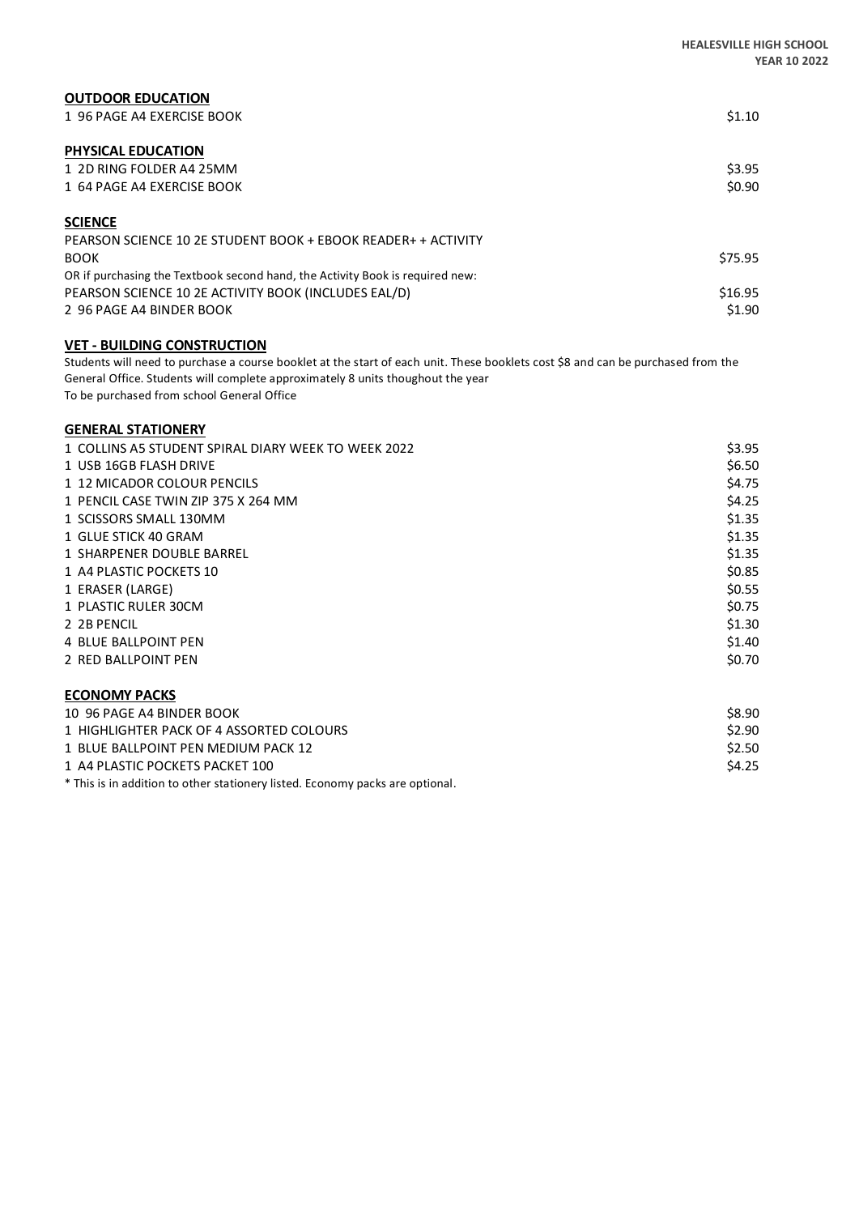## OUTDOOR EDUCATION

| | |
|---|---|
| 1 96 PAGE A4 EXERCISE BOOK | $1.10 |

## PHYSICAL EDUCATION

| | |
|---|---|
| 1 2D RING FOLDER A4 25MM | $3.95 |
| 1 64 PAGE A4 EXERCISE BOOK | $0.90 |

## SCIENCE

| | |
|---|---|
| PEARSON SCIENCE 10 2E STUDENT BOOK + EBOOK READER+ + ACTIVITY BOOK | $75.95 |
| OR if purchasing the Textbook second hand, the Activity Book is required new: | |
| PEARSON SCIENCE 10 2E ACTIVITY BOOK (INCLUDES EAL/D) | $16.95 |
| 2 96 PAGE A4 BINDER BOOK | $1.90 |

## VET - BUILDING CONSTRUCTION

Students will need to purchase a course booklet at the start of each unit. These booklets cost $8 and can be purchased from the General Office. Students will complete approximately 8 units thoughout the year

To be purchased from school General Office

## GENERAL STATIONERY

| | |
|---|---|
| 1 COLLINS A5 STUDENT SPIRAL DIARY WEEK TO WEEK 2022 | $3.95 |
| 1 USB 16GB FLASH DRIVE | $6.50 |
| 1 12 MICADOR COLOUR PENCILS | $4.75 |
| 1 PENCIL CASE TWIN ZIP 375 X 264 MM | $4.25 |
| 1 SCISSORS SMALL 130MM | $1.35 |
| 1 GLUE STICK 40 GRAM | $1.35 |
| 1 SHARPENER DOUBLE BARREL | $1.35 |
| 1 A4 PLASTIC POCKETS 10 | $0.85 |
| 1 ERASER (LARGE) | $0.55 |
| 1 PLASTIC RULER 30CM | $0.75 |
| 2 2B PENCIL | $1.30 |
| 4 BLUE BALLPOINT PEN | $1.40 |
| 2 RED BALLPOINT PEN | $0.70 |

## ECONOMY PACKS

| | |
|---|---|
| 10 96 PAGE A4 BINDER BOOK | $8.90 |
| 1 HIGHLIGHTER PACK OF 4 ASSORTED COLOURS | $2.90 |
| 1 BLUE BALLPOINT PEN MEDIUM PACK 12 | $2.50 |
| 1 A4 PLASTIC POCKETS PACKET 100 | $4.25 |

* This is in addition to other stationery listed. Economy packs are optional.